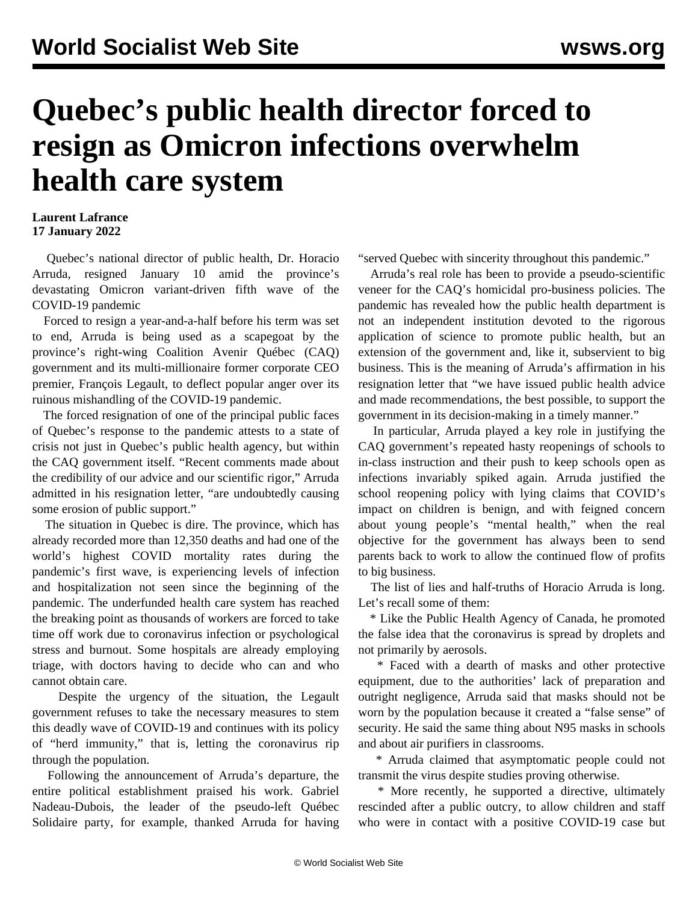# Quebec's public health director forced to resign as Omicron infections overwhelm health care system

**Laurent Lafrance**
**17 January 2022**

Quebec's national director of public health, Dr. Horacio Arruda, resigned January 10 amid the province's devastating Omicron variant-driven fifth wave of the COVID-19 pandemic

Forced to resign a year-and-a-half before his term was set to end, Arruda is being used as a scapegoat by the province's right-wing Coalition Avenir Québec (CAQ) government and its multi-millionaire former corporate CEO premier, François Legault, to deflect popular anger over its ruinous mishandling of the COVID-19 pandemic.

The forced resignation of one of the principal public faces of Quebec's response to the pandemic attests to a state of crisis not just in Quebec's public health agency, but within the CAQ government itself. "Recent comments made about the credibility of our advice and our scientific rigor," Arruda admitted in his resignation letter, "are undoubtedly causing some erosion of public support."

The situation in Quebec is dire. The province, which has already recorded more than 12,350 deaths and had one of the world's highest COVID mortality rates during the pandemic's first wave, is experiencing levels of infection and hospitalization not seen since the beginning of the pandemic. The underfunded health care system has reached the breaking point as thousands of workers are forced to take time off work due to coronavirus infection or psychological stress and burnout. Some hospitals are already employing triage, with doctors having to decide who can and who cannot obtain care.

Despite the urgency of the situation, the Legault government refuses to take the necessary measures to stem this deadly wave of COVID-19 and continues with its policy of "herd immunity," that is, letting the coronavirus rip through the population.

Following the announcement of Arruda's departure, the entire political establishment praised his work. Gabriel Nadeau-Dubois, the leader of the pseudo-left Québec Solidaire party, for example, thanked Arruda for having "served Quebec with sincerity throughout this pandemic."

Arruda's real role has been to provide a pseudo-scientific veneer for the CAQ's homicidal pro-business policies. The pandemic has revealed how the public health department is not an independent institution devoted to the rigorous application of science to promote public health, but an extension of the government and, like it, subservient to big business. This is the meaning of Arruda's affirmation in his resignation letter that "we have issued public health advice and made recommendations, the best possible, to support the government in its decision-making in a timely manner."

In particular, Arruda played a key role in justifying the CAQ government's repeated hasty reopenings of schools to in-class instruction and their push to keep schools open as infections invariably spiked again. Arruda justified the school reopening policy with lying claims that COVID's impact on children is benign, and with feigned concern about young people's "mental health," when the real objective for the government has always been to send parents back to work to allow the continued flow of profits to big business.

The list of lies and half-truths of Horacio Arruda is long. Let's recall some of them:

* Like the Public Health Agency of Canada, he promoted the false idea that the coronavirus is spread by droplets and not primarily by aerosols.

* Faced with a dearth of masks and other protective equipment, due to the authorities' lack of preparation and outright negligence, Arruda said that masks should not be worn by the population because it created a "false sense" of security. He said the same thing about N95 masks in schools and about air purifiers in classrooms.

* Arruda claimed that asymptomatic people could not transmit the virus despite studies proving otherwise.

* More recently, he supported a directive, ultimately rescinded after a public outcry, to allow children and staff who were in contact with a positive COVID-19 case but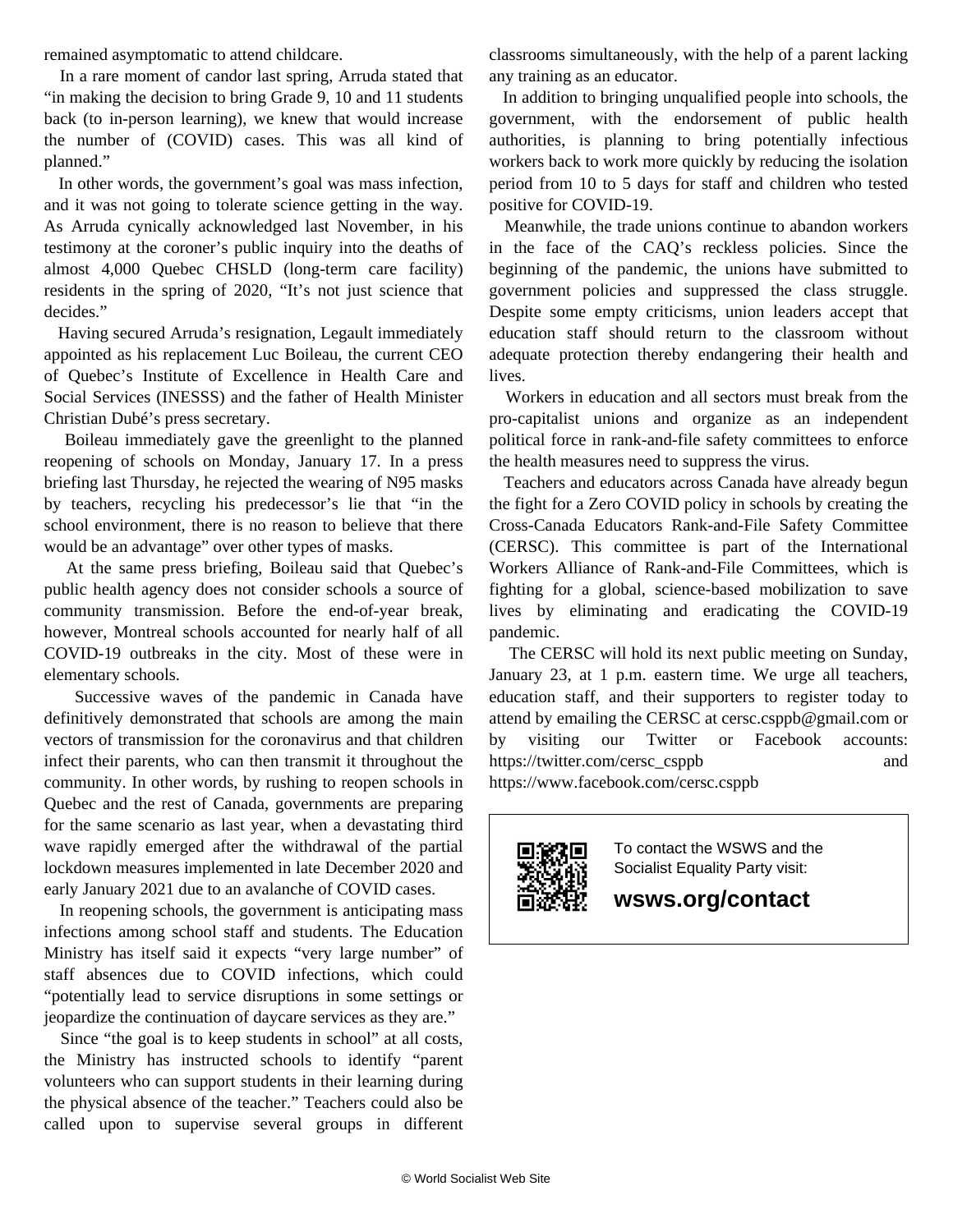remained asymptomatic to attend childcare.

In a rare moment of candor last spring, Arruda stated that "in making the decision to bring Grade 9, 10 and 11 students back (to in-person learning), we knew that would increase the number of (COVID) cases. This was all kind of planned."

In other words, the government's goal was mass infection, and it was not going to tolerate science getting in the way. As Arruda cynically acknowledged last November, in his testimony at the coroner's public inquiry into the deaths of almost 4,000 Quebec CHSLD (long-term care facility) residents in the spring of 2020, "It's not just science that decides."

Having secured Arruda's resignation, Legault immediately appointed as his replacement Luc Boileau, the current CEO of Quebec's Institute of Excellence in Health Care and Social Services (INESSS) and the father of Health Minister Christian Dubé's press secretary.

Boileau immediately gave the greenlight to the planned reopening of schools on Monday, January 17. In a press briefing last Thursday, he rejected the wearing of N95 masks by teachers, recycling his predecessor's lie that "in the school environment, there is no reason to believe that there would be an advantage" over other types of masks.

At the same press briefing, Boileau said that Quebec's public health agency does not consider schools a source of community transmission. Before the end-of-year break, however, Montreal schools accounted for nearly half of all COVID-19 outbreaks in the city. Most of these were in elementary schools.

Successive waves of the pandemic in Canada have definitively demonstrated that schools are among the main vectors of transmission for the coronavirus and that children infect their parents, who can then transmit it throughout the community. In other words, by rushing to reopen schools in Quebec and the rest of Canada, governments are preparing for the same scenario as last year, when a devastating third wave rapidly emerged after the withdrawal of the partial lockdown measures implemented in late December 2020 and early January 2021 due to an avalanche of COVID cases.

In reopening schools, the government is anticipating mass infections among school staff and students. The Education Ministry has itself said it expects "very large number" of staff absences due to COVID infections, which could "potentially lead to service disruptions in some settings or jeopardize the continuation of daycare services as they are."

Since "the goal is to keep students in school" at all costs, the Ministry has instructed schools to identify "parent volunteers who can support students in their learning during the physical absence of the teacher." Teachers could also be called upon to supervise several groups in different classrooms simultaneously, with the help of a parent lacking any training as an educator.

In addition to bringing unqualified people into schools, the government, with the endorsement of public health authorities, is planning to bring potentially infectious workers back to work more quickly by reducing the isolation period from 10 to 5 days for staff and children who tested positive for COVID-19.

Meanwhile, the trade unions continue to abandon workers in the face of the CAQ's reckless policies. Since the beginning of the pandemic, the unions have submitted to government policies and suppressed the class struggle. Despite some empty criticisms, union leaders accept that education staff should return to the classroom without adequate protection thereby endangering their health and lives.

Workers in education and all sectors must break from the pro-capitalist unions and organize as an independent political force in rank-and-file safety committees to enforce the health measures need to suppress the virus.

Teachers and educators across Canada have already begun the fight for a Zero COVID policy in schools by creating the Cross-Canada Educators Rank-and-File Safety Committee (CERSC). This committee is part of the International Workers Alliance of Rank-and-File Committees, which is fighting for a global, science-based mobilization to save lives by eliminating and eradicating the COVID-19 pandemic.

The CERSC will hold its next public meeting on Sunday, January 23, at 1 p.m. eastern time. We urge all teachers, education staff, and their supporters to register today to attend by emailing the CERSC at cersc.csppb@gmail.com or by visiting our Twitter or Facebook accounts: https://twitter.com/cersc_csppb and https://www.facebook.com/cersc.csppb

To contact the WSWS and the Socialist Equality Party visit:

**wsws.org/contact**